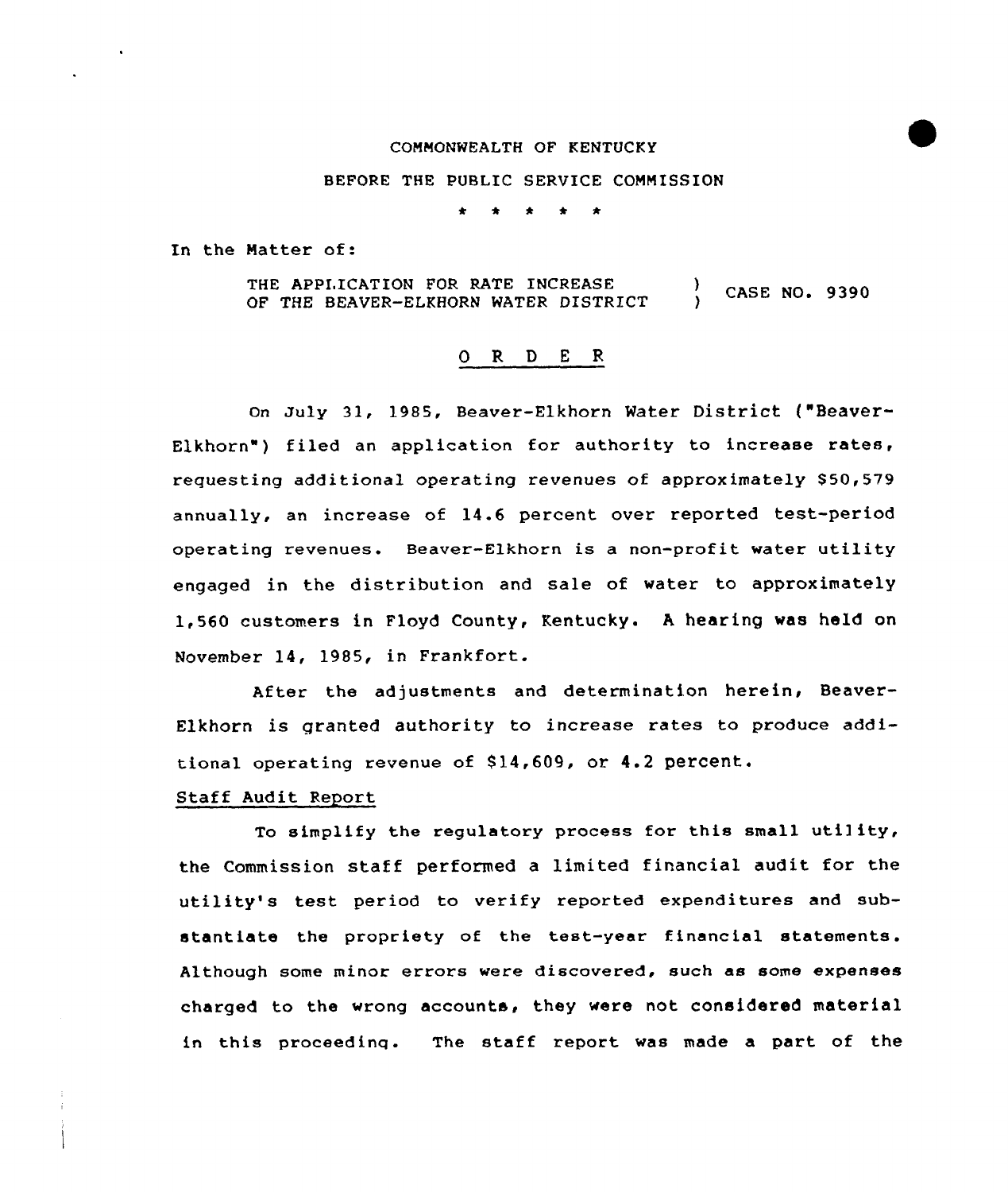COMMONWEALTH OF KENTUCKY

BEFORE THE PUBLIC SERVICE COMMISSION

\* \* \* \* \*

In the Matter of:

THE APPLICATION FOR RATE INCREASE OF THE BEAVER-ELKHORN WATER DISTRICT ) CASE NO. 9390

## O R D E R

On July 31, 1985, Beaver-Elkhorn Water District ("Beaver-Elkhorn") filed an application for authority to increase rates, requesting additional operating revenues of approximately $50,579 annually, an increase of 14.6 percent over reported test-period operating revenues. Beaver-Elkhorn is a non-profit water utility engaged in the distribution and sale of water to approximately 1,560 customers in Floyd County, Kentucky. A hearing was held on November 14, 1985, in Frankfort.

After the adjustments and determination herein, Beaver-Elkhorn is granted authority to increase rates to produce additional operating revenue of $14,609, or 4.2 percent.

### Staff Audit Report

To simplify the regulatory process for this small utility, the Commission staff performed a limited financial audit for the utility's test period to verify reported expenditures and substantiate the propriety of the test-year financial statements. Although some minor errors were discovered, such as some expenses charged to the wrong accounts, they were not considered material in this proceeding. The staff report was made a part of the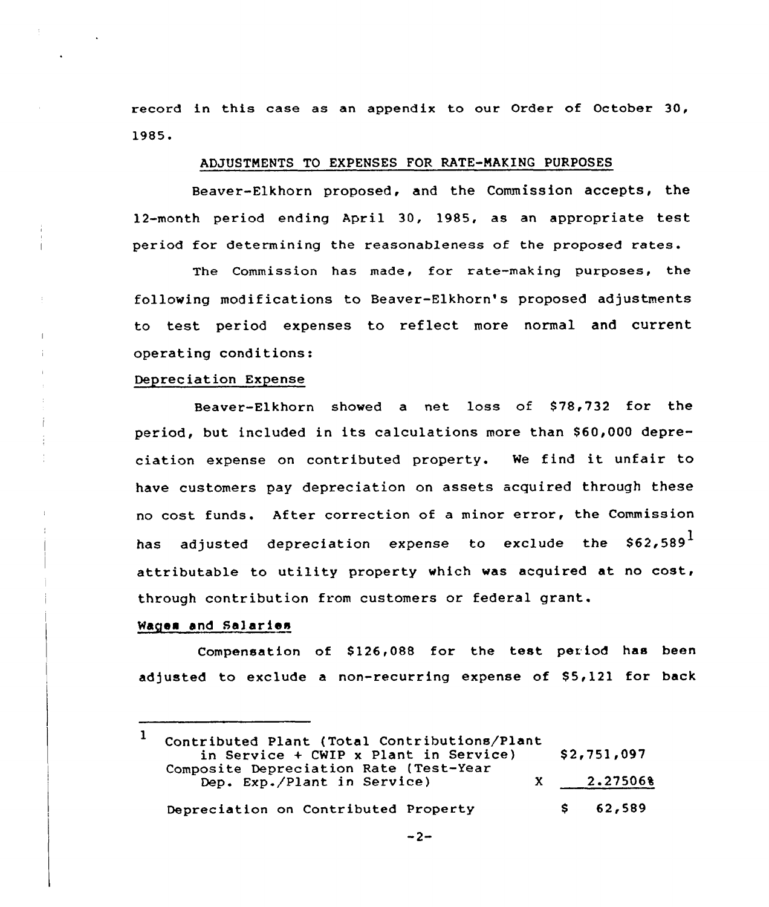record in this case as an appendix to our Order of October 30, 1985.

## ADJUSTMENTS TO EXPENSES FOR RATE-MAKING PURPOSES

Beaver-Elkhorn proposed, and the Commission accepts, the 12-month period ending April 30, 1985, as an appropriate test period for determining the reasonableness of the proposed rates.

The Commission has made, for rate-making purposes, the following modifications to Beaver-Elkhorn's proposed adjustments to test period expenses to reflect more normal and current operating conditions:

### Depreciation Expense

Beaver-Elkhorn showed a net loss of $78,732 for the period, but included in its calculations more than $60,000 depreciation expense on contributed property. We find it unfair to have customers pay depreciation on assets acquired through these no cost funds. After correction of a minor error, the Commission has adjusted depreciation expense to exclude the $62,589[1] attributable to utility property which was acquired at no cost, through contribution from customers or federal grant.

### Wages and Salaries

Compensation of $126,088 for the test period has been adjusted to exclude a non-recurring expense of $5,121 for back

---

[1]

| | | |
|---|---|---|
| Contributed Plant (Total Contributions/Plant in Service + CWIP x Plant in Service) | | $2,751,097 |
| Composite Depreciation Rate (Test-Year Dep. Exp./Plant in Service) | X | 2.27506% |
| Depreciation on Contributed Property | | $ 62,589 |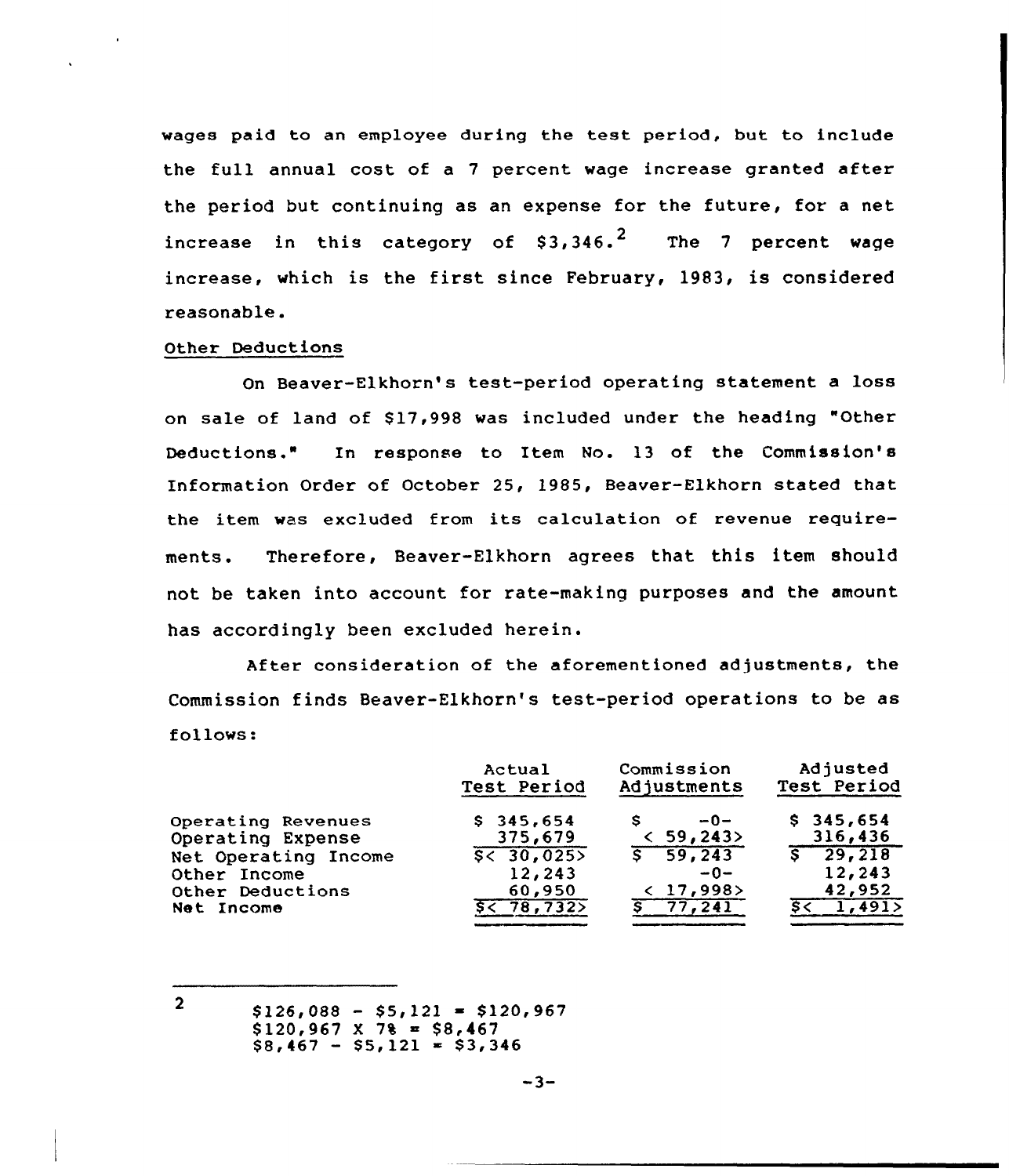wages paid to an employee during the test period, but to include the full annual cost of a 7 percent wage increase granted after the period but continuing as an expense for the future, for a net increase in this category of $3,346.[2] The 7 percent wage increase, which is the first since February, 1983, is considered reasonable.

Other Deductions

On Beaver-Elkhorn's test-period operating statement a loss on sale of land of $17,998 was included under the heading "Other Deductions." In response to Item No. 13 of the Commission's Information Order of October 25, 1985, Beaver-Elkhorn stated that the item was excluded from its calculation of revenue requirements. Therefore, Beaver-Elkhorn agrees that this item should not be taken into account for rate-making purposes and the amount has accordingly been excluded herein.

After consideration of the aforementioned adjustments, the Commission finds Beaver-Elkhorn's test-period operations to be as follows:

| | Actual Test Period | Commission Adjustments | Adjusted Test Period |
|---|---|---|---|
| Operating Revenues | $ 345,654 | $ -0- | $ 345,654 |
| Operating Expense | 375,679 | < 59,243> | 316,436 |
| Net Operating Income | $< 30,025> | $ 59,243 | $ 29,218 |
| Other Income | 12,243 | -0- | 12,243 |
| Other Deductions | 60,950 | < 17,998> | 42,952 |
| Net Income | $< 78,732> | $ 77,241 | $< 1,491> |

---

2 $126,088 - $5,121 = $120,967
$120,967 X 7% = $8,467
$8,467 - $5,121 = $3,346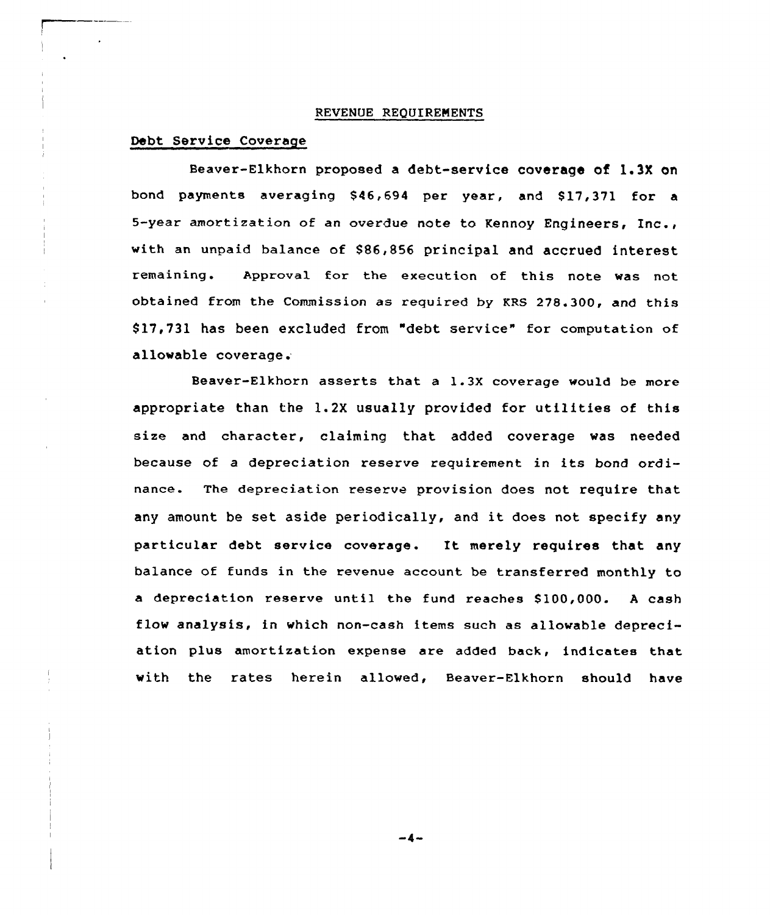## REVENUE REQUIREMENTS

### Debt Service Coverage

Beaver-Elkhorn proposed a debt-service coverage of 1.3X on bond payments averaging $46,694 per year, and $17,371 for a 5-year amortization of an overdue note to Kennoy Engineers, Inc., with an unpaid balance of $86,856 principal and accrued interest remaining. Approval for the execution of this note was not obtained from the Commission as required by KRS 278.300, and this $17,731 has been excluded from "debt service" for computation of allowable coverage.

Beaver-Elkhorn asserts that a 1.3X coverage would be more appropriate than the 1.2X usually provided for utilities of this size and character, claiming that added coverage was needed because of a depreciation reserve requirement in its bond ordinance. The depreciation reserve provision does not require that any amount be set aside periodically, and it does not specify any particular debt service coverage. It merely requires that any balance of funds in the revenue account be transferred monthly to a depreciation reserve until the fund reaches $100,000. A cash flow analysis, in which non-cash items such as allowable depreciation plus amortization expense are added back, indicates that with the rates herein allowed, Beaver-Elkhorn should have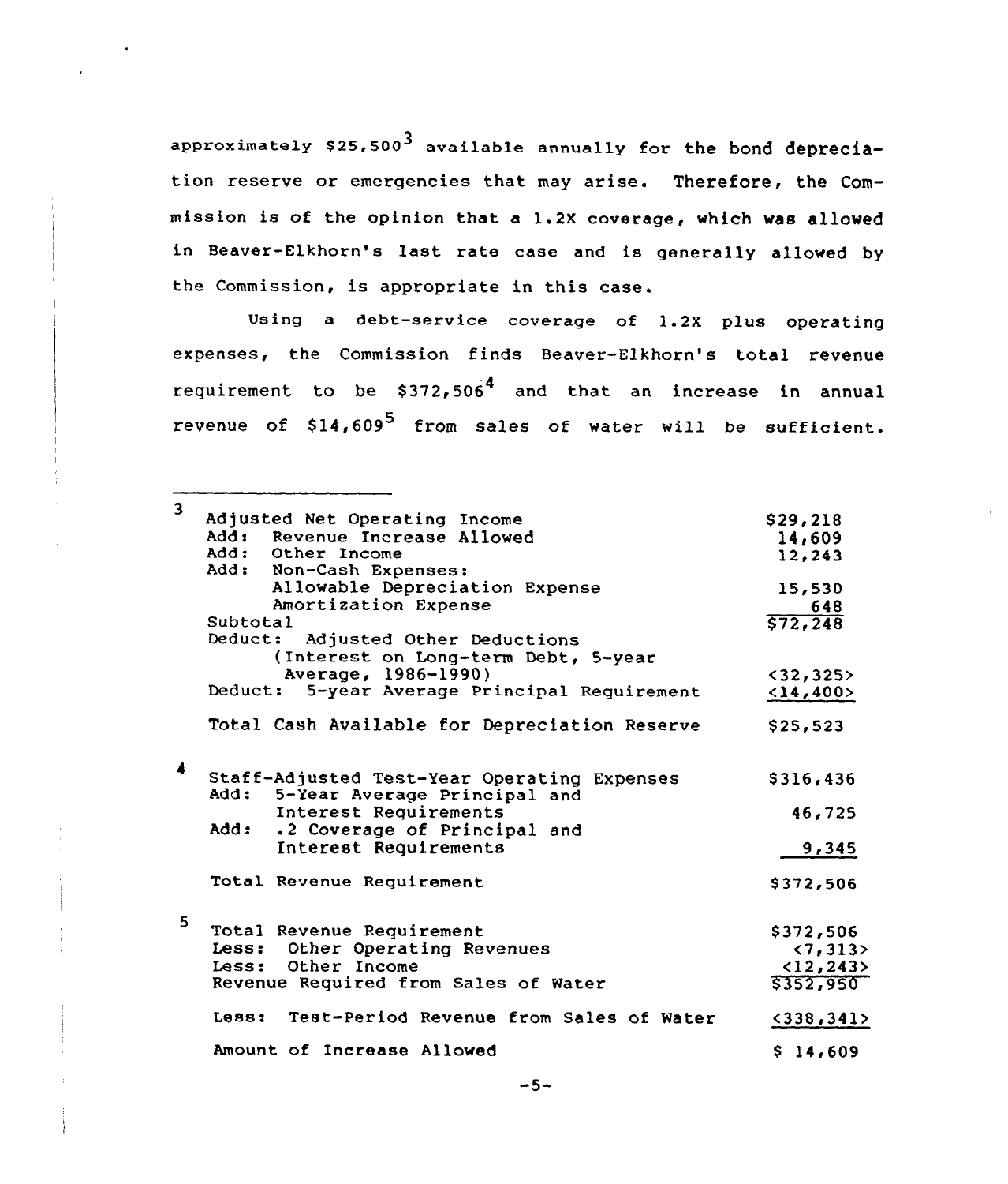approximately $25,500[3] available annually for the bond depreciation reserve or emergencies that may arise. Therefore, the Commission is of the opinion that a 1.2X coverage, which was allowed in Beaver-Elkhorn's last rate case and is generally allowed by the Commission, is appropriate in this case.

Using a debt-service coverage of 1.2X plus operating expenses, the Commission finds Beaver-Elkhorn's total revenue requirement to be $372,506[4] and that an increase in annual revenue of $14,609[5] from sales of water will be sufficient.

---

[3]

| | |
|---|---|
| Adjusted Net Operating Income | $29,218 |
| Add: Revenue Increase Allowed | 14,609 |
| Add: Other Income | 12,243 |
| Add: Non-Cash Expenses: | |
| Allowable Depreciation Expense | 15,530 |
| Amortization Expense | 648 |
| Subtotal | $72,248 |
| Deduct: Adjusted Other Deductions (Interest on Long-term Debt, 5-year Average, 1986-1990) | <32,325> |
| Deduct: 5-year Average Principal Requirement | <14,400> |
| Total Cash Available for Depreciation Reserve | $25,523 |

[4]

| | |
|---|---|
| Staff-Adjusted Test-Year Operating Expenses | $316,436 |
| Add: 5-Year Average Principal and Interest Requirements | 46,725 |
| Add: .2 Coverage of Principal and Interest Requirements | 9,345 |
| Total Revenue Requirement | $372,506 |

[5]

| | |
|---|---|
| Total Revenue Requirement | $372,506 |
| Less: Other Operating Revenues | <7,313> |
| Less: Other Income | <12,243> |
| Revenue Required from Sales of Water | $352,950 |
| Less: Test-Period Revenue from Sales of Water | <338,341> |
| Amount of Increase Allowed | $ 14,609 |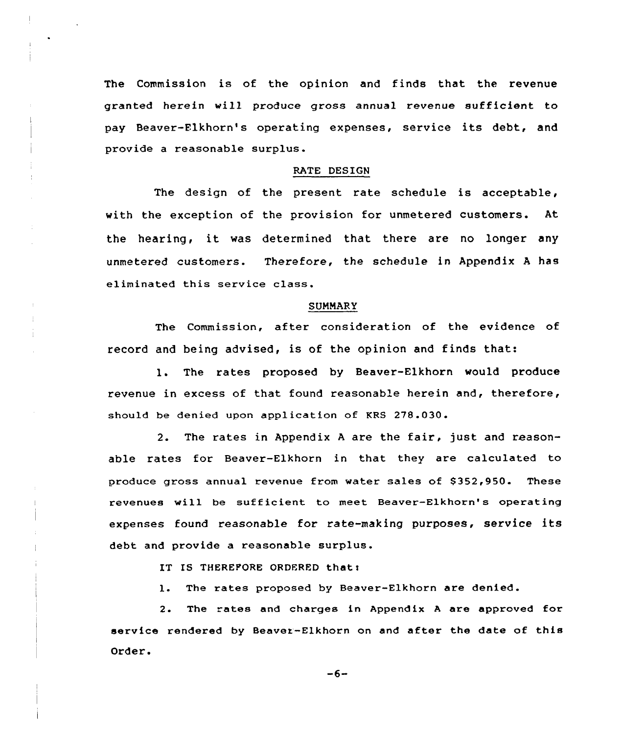The Commission is of the opinion and finds that the revenue granted herein will produce gross annual revenue sufficient to pay Beaver-Elkhorn's operating expenses, service its debt, and provide a reasonable surplus.

## RATE DESIGN

The design of the present rate schedule is acceptable, with the exception of the provision for unmetered customers. At the hearing, it was determined that there are no longer any unmetered customers. Therefore, the schedule in Appendix A has eliminated this service class.

## SUMMARY

The Commission, after consideration of the evidence of record and being advised, is of the opinion and finds that:

1. The rates proposed by Beaver-Elkhorn would produce revenue in excess of that found reasonable herein and, therefore, should be denied upon application of KRS 278.030.

2. The rates in Appendix A are the fair, just and reasonable rates for Beaver-Elkhorn in that they are calculated to produce gross annual revenue from water sales of $352,950. These revenues will be sufficient to meet Beaver-Elkhorn's operating expenses found reasonable for rate-making purposes, service its debt and provide a reasonable surplus.

IT IS THEREFORE ORDERED that:

1. The rates proposed by Beaver-Elkhorn are denied.

2. The rates and charges in Appendix A are approved for service rendered by Beaver-Elkhorn on and after the date of this Order.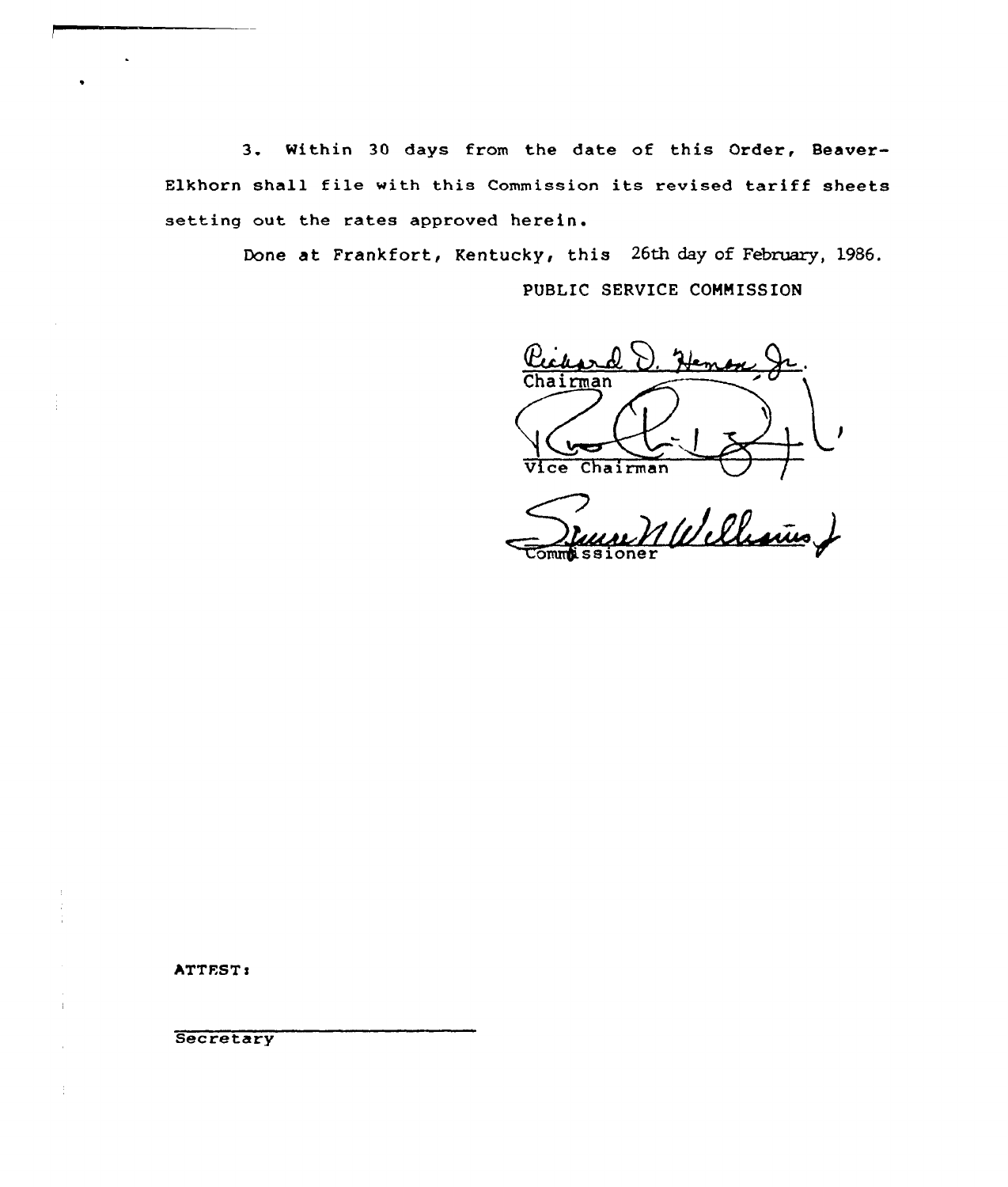3. Within 30 days from the date of this Order, Beaver-Elkhorn shall file with this Commission its revised tariff sheets setting out the rates approved herein.

Done at Frankfort, Kentucky, this 26th day of February, 1986.

PUBLIC SERVICE COMMISSION

Richard D. Heman Jr.
Chairman

Vice Chairman

Commissioner

ATTEST:

Secretary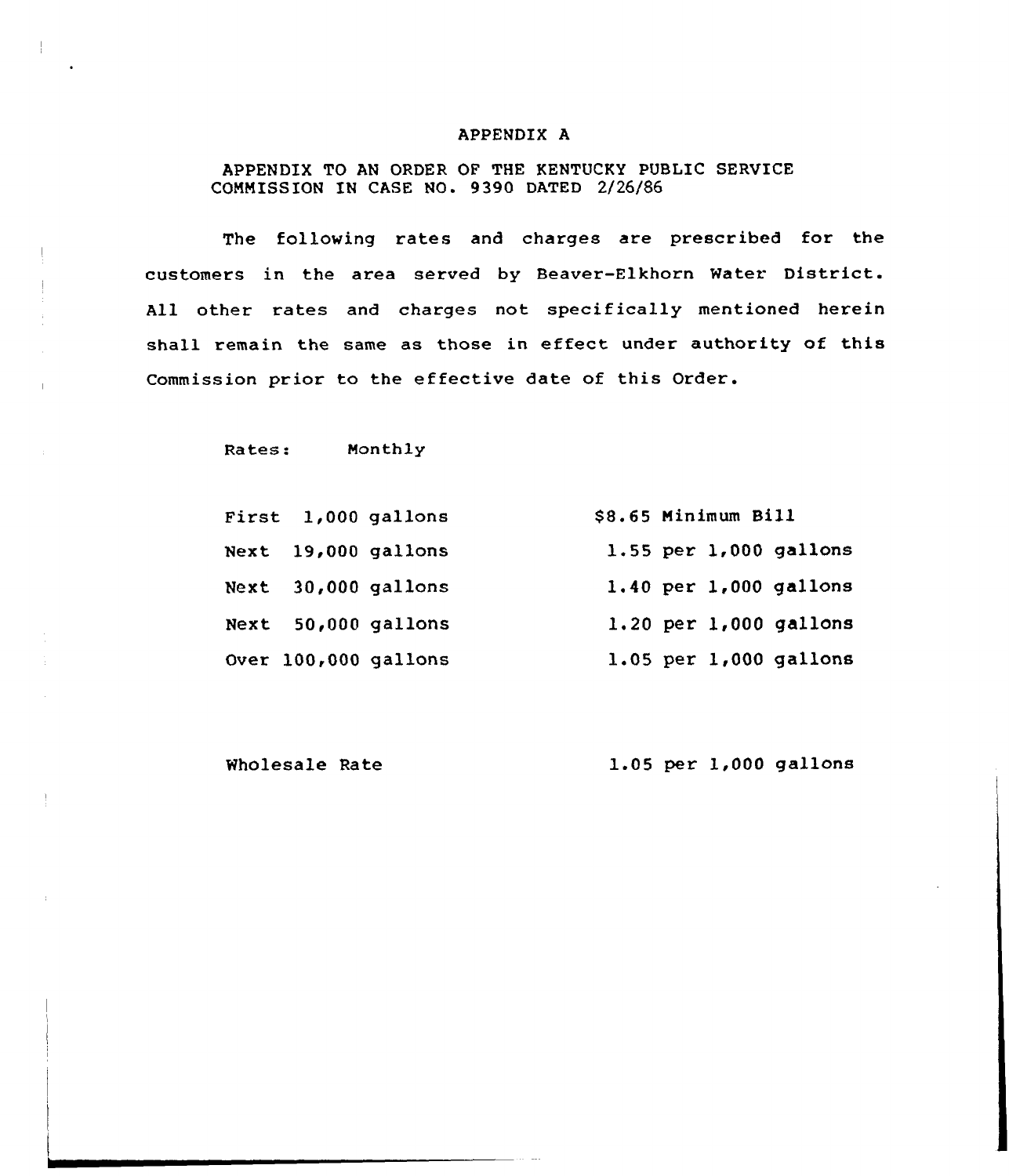# APPENDIX A

APPENDIX TO AN ORDER OF THE KENTUCKY PUBLIC SERVICE COMMISSION IN CASE NO. 9390 DATED 2/26/86

The following rates and charges are prescribed for the customers in the area served by Beaver-Elkhorn Water District. All other rates and charges not specifically mentioned herein shall remain the same as those in effect under authority of this Commission prior to the effective date of this Order.

Rates: Monthly

| | |
|---|---|
| First 1,000 gallons | $8.65 Minimum Bill |
| Next 19,000 gallons | 1.55 per 1,000 gallons |
| Next 30,000 gallons | 1.40 per 1,000 gallons |
| Next 50,000 gallons | 1.20 per 1,000 gallons |
| Over 100,000 gallons | 1.05 per 1,000 gallons |

| | |
|---|---|
| Wholesale Rate | 1.05 per 1,000 gallons |